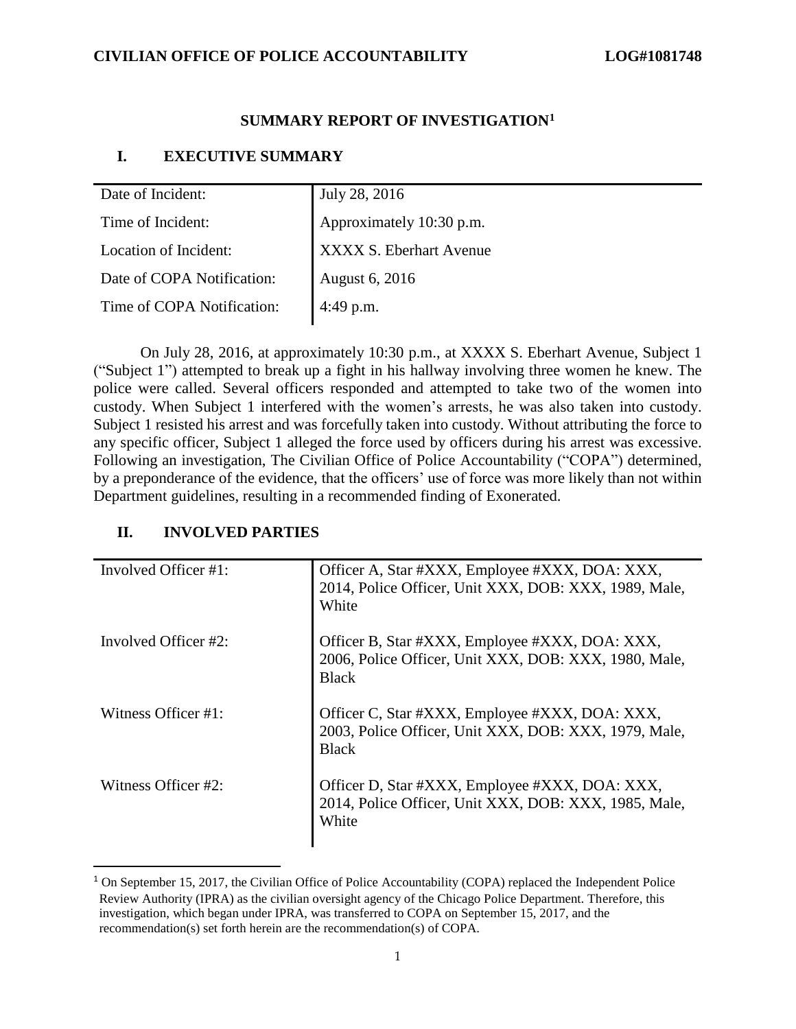**CIVILIAN OFFICE OF POLICE ACCOUNTABILITY** **LOG#1081748**

# SUMMARY REPORT OF INVESTIGATION[1]

## I. EXECUTIVE SUMMARY

| | |
|---|---|
| Date of Incident: | July 28, 2016 |
| Time of Incident: | Approximately 10:30 p.m. |
| Location of Incident: | XXXX S. Eberhart Avenue |
| Date of COPA Notification: | August 6, 2016 |
| Time of COPA Notification: | 4:49 p.m. |

On July 28, 2016, at approximately 10:30 p.m., at XXXX S. Eberhart Avenue, Subject 1 ("Subject 1") attempted to break up a fight in his hallway involving three women he knew. The police were called. Several officers responded and attempted to take two of the women into custody. When Subject 1 interfered with the women's arrests, he was also taken into custody. Subject 1 resisted his arrest and was forcefully taken into custody. Without attributing the force to any specific officer, Subject 1 alleged the force used by officers during his arrest was excessive. Following an investigation, The Civilian Office of Police Accountability ("COPA") determined, by a preponderance of the evidence, that the officers' use of force was more likely than not within Department guidelines, resulting in a recommended finding of Exonerated.

## II. INVOLVED PARTIES

| | |
|---|---|
| Involved Officer #1: | Officer A, Star #XXX, Employee #XXX, DOA: XXX, 2014, Police Officer, Unit XXX, DOB: XXX, 1989, Male, White |
| Involved Officer #2: | Officer B, Star #XXX, Employee #XXX, DOA: XXX, 2006, Police Officer, Unit XXX, DOB: XXX, 1980, Male, Black |
| Witness Officer #1: | Officer C, Star #XXX, Employee #XXX, DOA: XXX, 2003, Police Officer, Unit XXX, DOB: XXX, 1979, Male, Black |
| Witness Officer #2: | Officer D, Star #XXX, Employee #XXX, DOA: XXX, 2014, Police Officer, Unit XXX, DOB: XXX, 1985, Male, White |

[1] On September 15, 2017, the Civilian Office of Police Accountability (COPA) replaced the Independent Police Review Authority (IPRA) as the civilian oversight agency of the Chicago Police Department. Therefore, this investigation, which began under IPRA, was transferred to COPA on September 15, 2017, and the recommendation(s) set forth herein are the recommendation(s) of COPA.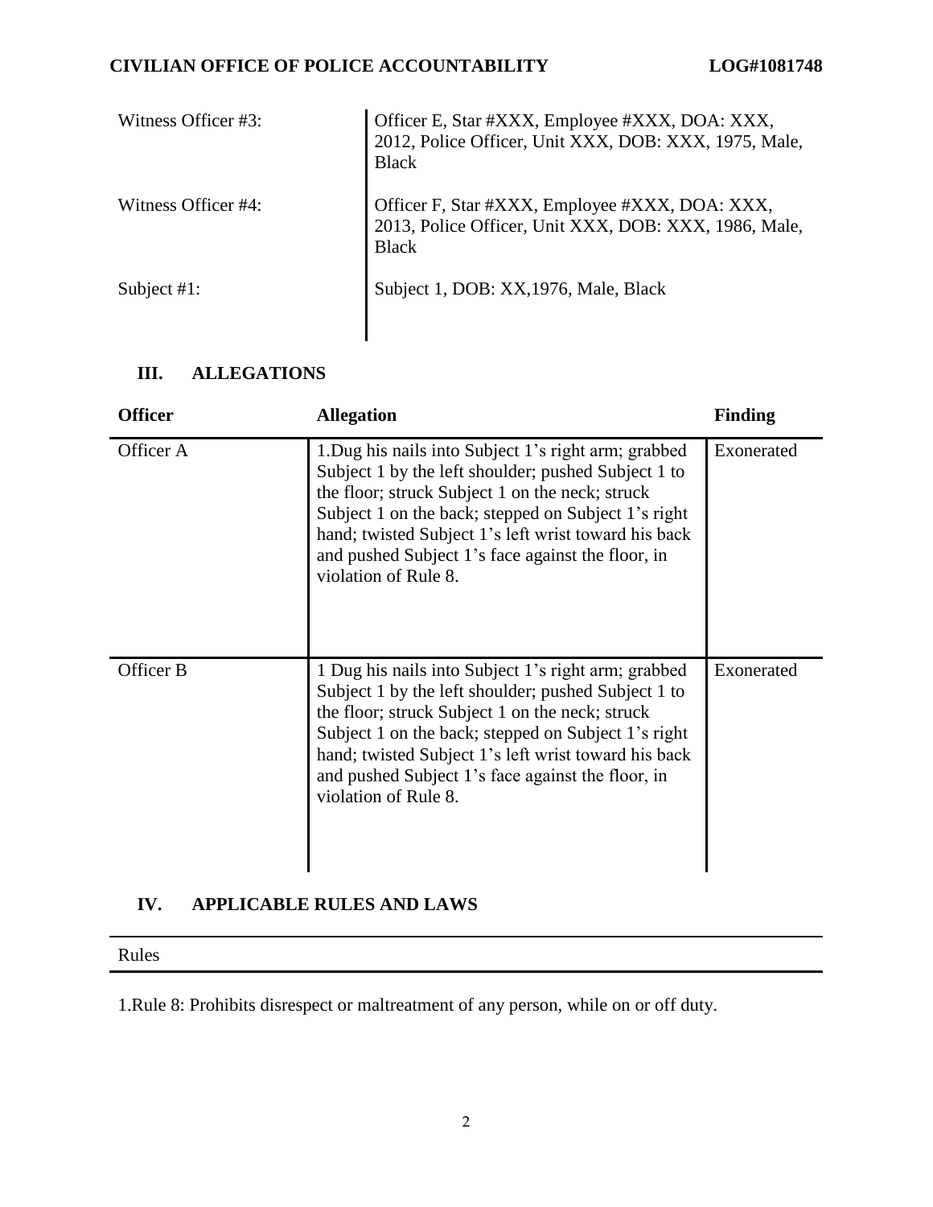| | |
|---|---|
| Witness Officer #3: | Officer E, Star #XXX, Employee #XXX, DOA: XXX, 2012, Police Officer, Unit XXX, DOB: XXX, 1975, Male, Black |
| Witness Officer #4: | Officer F, Star #XXX, Employee #XXX, DOA: XXX, 2013, Police Officer, Unit XXX, DOB: XXX, 1986, Male, Black |
| Subject #1: | Subject 1, DOB: XX,1976, Male, Black |

## III. ALLEGATIONS

| Officer | Allegation | Finding |
|---|---|---|
| Officer A | 1.Dug his nails into Subject 1's right arm; grabbed Subject 1 by the left shoulder; pushed Subject 1 to the floor; struck Subject 1 on the neck; struck Subject 1 on the back; stepped on Subject 1's right hand; twisted Subject 1's left wrist toward his back and pushed Subject 1's face against the floor, in violation of Rule 8. | Exonerated |
| Officer B | 1 Dug his nails into Subject 1's right arm; grabbed Subject 1 by the left shoulder; pushed Subject 1 to the floor; struck Subject 1 on the neck; struck Subject 1 on the back; stepped on Subject 1's right hand; twisted Subject 1's left wrist toward his back and pushed Subject 1's face against the floor, in violation of Rule 8. | Exonerated |

## IV. APPLICABLE RULES AND LAWS

**Rules**

1.Rule 8: Prohibits disrespect or maltreatment of any person, while on or off duty.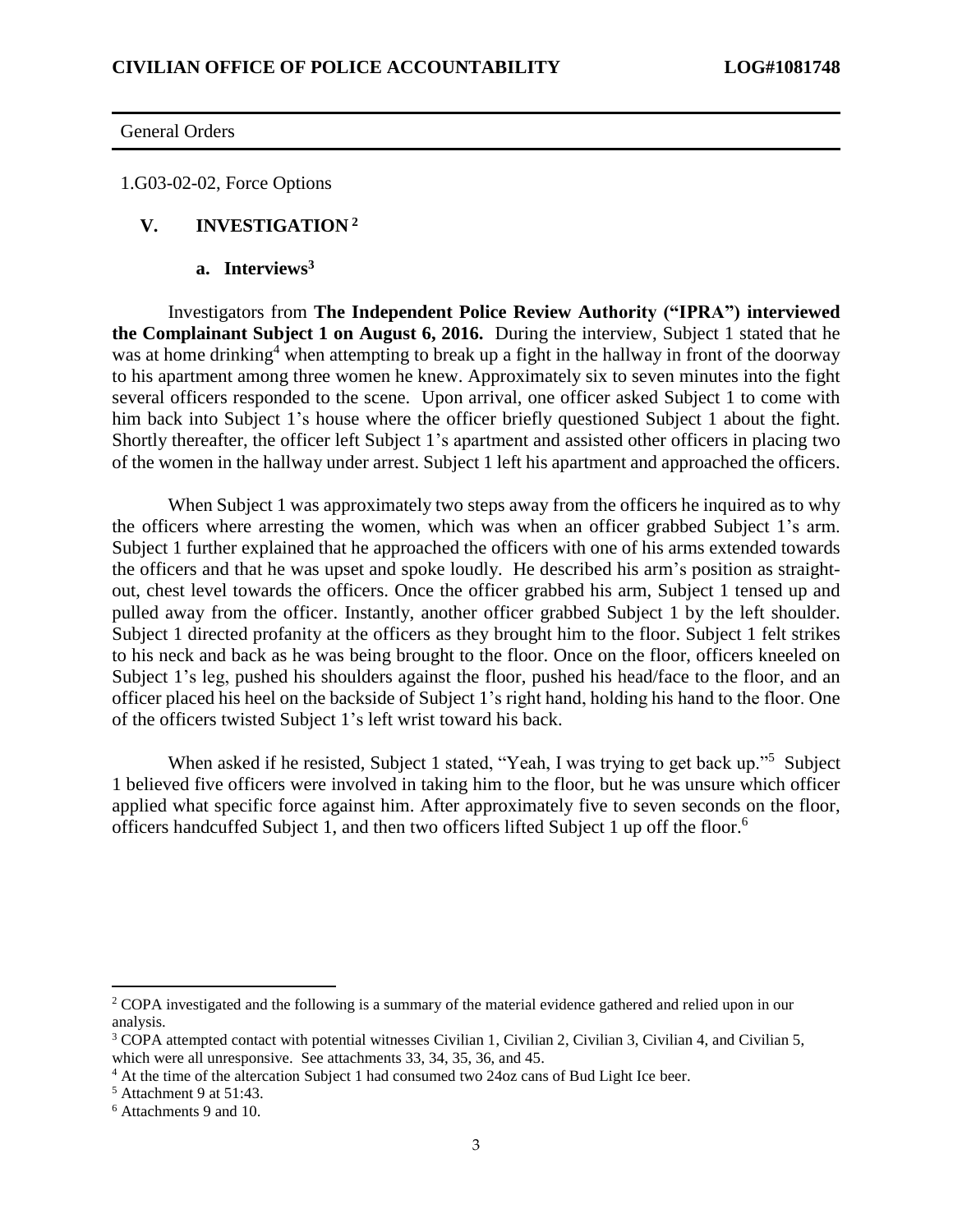General Orders

1.G03-02-02, Force Options

## V. INVESTIGATION [2]

### a. Interviews[3]

Investigators from **The Independent Police Review Authority ("IPRA") interviewed the Complainant Subject 1 on August 6, 2016.** During the interview, Subject 1 stated that he was at home drinking[4] when attempting to break up a fight in the hallway in front of the doorway to his apartment among three women he knew. Approximately six to seven minutes into the fight several officers responded to the scene. Upon arrival, one officer asked Subject 1 to come with him back into Subject 1's house where the officer briefly questioned Subject 1 about the fight. Shortly thereafter, the officer left Subject 1's apartment and assisted other officers in placing two of the women in the hallway under arrest. Subject 1 left his apartment and approached the officers.

When Subject 1 was approximately two steps away from the officers he inquired as to why the officers where arresting the women, which was when an officer grabbed Subject 1's arm. Subject 1 further explained that he approached the officers with one of his arms extended towards the officers and that he was upset and spoke loudly. He described his arm's position as straight-out, chest level towards the officers. Once the officer grabbed his arm, Subject 1 tensed up and pulled away from the officer. Instantly, another officer grabbed Subject 1 by the left shoulder. Subject 1 directed profanity at the officers as they brought him to the floor. Subject 1 felt strikes to his neck and back as he was being brought to the floor. Once on the floor, officers kneeled on Subject 1's leg, pushed his shoulders against the floor, pushed his head/face to the floor, and an officer placed his heel on the backside of Subject 1's right hand, holding his hand to the floor. One of the officers twisted Subject 1's left wrist toward his back.

When asked if he resisted, Subject 1 stated, "Yeah, I was trying to get back up."[5] Subject 1 believed five officers were involved in taking him to the floor, but he was unsure which officer applied what specific force against him. After approximately five to seven seconds on the floor, officers handcuffed Subject 1, and then two officers lifted Subject 1 up off the floor.[6]

---

[2] COPA investigated and the following is a summary of the material evidence gathered and relied upon in our analysis.

[3] COPA attempted contact with potential witnesses Civilian 1, Civilian 2, Civilian 3, Civilian 4, and Civilian 5, which were all unresponsive. See attachments 33, 34, 35, 36, and 45.

[4] At the time of the altercation Subject 1 had consumed two 24oz cans of Bud Light Ice beer.

[5] Attachment 9 at 51:43.

[6] Attachments 9 and 10.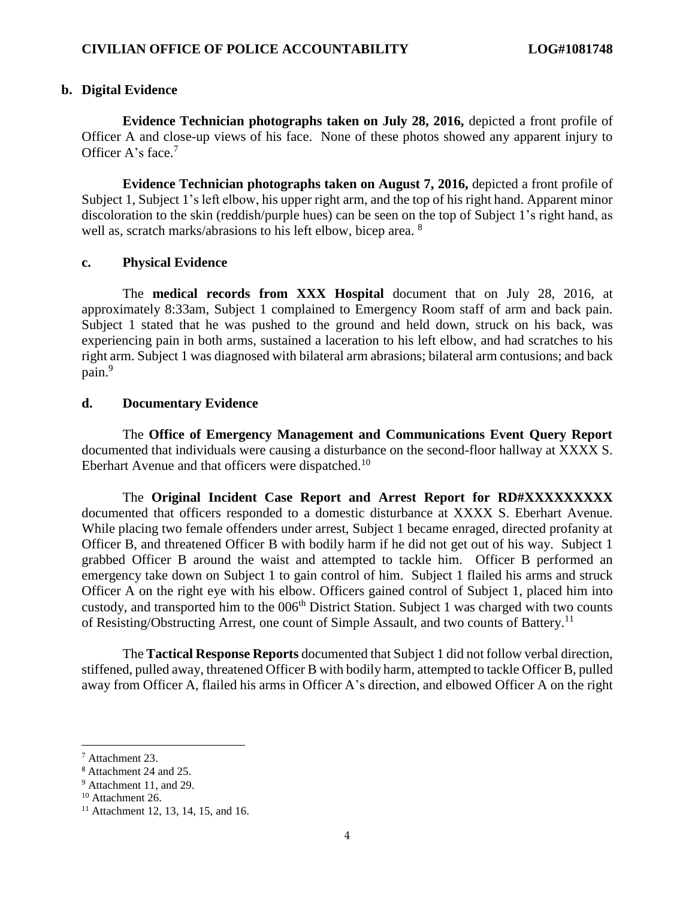### b. Digital Evidence

**Evidence Technician photographs taken on July 28, 2016,** depicted a front profile of Officer A and close-up views of his face. None of these photos showed any apparent injury to Officer A's face.[7]

**Evidence Technician photographs taken on August 7, 2016,** depicted a front profile of Subject 1, Subject 1's left elbow, his upper right arm, and the top of his right hand. Apparent minor discoloration to the skin (reddish/purple hues) can be seen on the top of Subject 1's right hand, as well as, scratch marks/abrasions to his left elbow, bicep area. [8]

### c. Physical Evidence

The **medical records from XXX Hospital** document that on July 28, 2016, at approximately 8:33am, Subject 1 complained to Emergency Room staff of arm and back pain. Subject 1 stated that he was pushed to the ground and held down, struck on his back, was experiencing pain in both arms, sustained a laceration to his left elbow, and had scratches to his right arm. Subject 1 was diagnosed with bilateral arm abrasions; bilateral arm contusions; and back pain.[9]

### d. Documentary Evidence

The **Office of Emergency Management and Communications Event Query Report** documented that individuals were causing a disturbance on the second-floor hallway at XXXX S. Eberhart Avenue and that officers were dispatched.[10]

The **Original Incident Case Report and Arrest Report for RD#XXXXXXXXX** documented that officers responded to a domestic disturbance at XXXX S. Eberhart Avenue. While placing two female offenders under arrest, Subject 1 became enraged, directed profanity at Officer B, and threatened Officer B with bodily harm if he did not get out of his way. Subject 1 grabbed Officer B around the waist and attempted to tackle him. Officer B performed an emergency take down on Subject 1 to gain control of him. Subject 1 flailed his arms and struck Officer A on the right eye with his elbow. Officers gained control of Subject 1, placed him into custody, and transported him to the 006th District Station. Subject 1 was charged with two counts of Resisting/Obstructing Arrest, one count of Simple Assault, and two counts of Battery.[11]

The **Tactical Response Reports** documented that Subject 1 did not follow verbal direction, stiffened, pulled away, threatened Officer B with bodily harm, attempted to tackle Officer B, pulled away from Officer A, flailed his arms in Officer A's direction, and elbowed Officer A on the right

---

[7] Attachment 23.
[8] Attachment 24 and 25.
[9] Attachment 11, and 29.
[10] Attachment 26.
[11] Attachment 12, 13, 14, 15, and 16.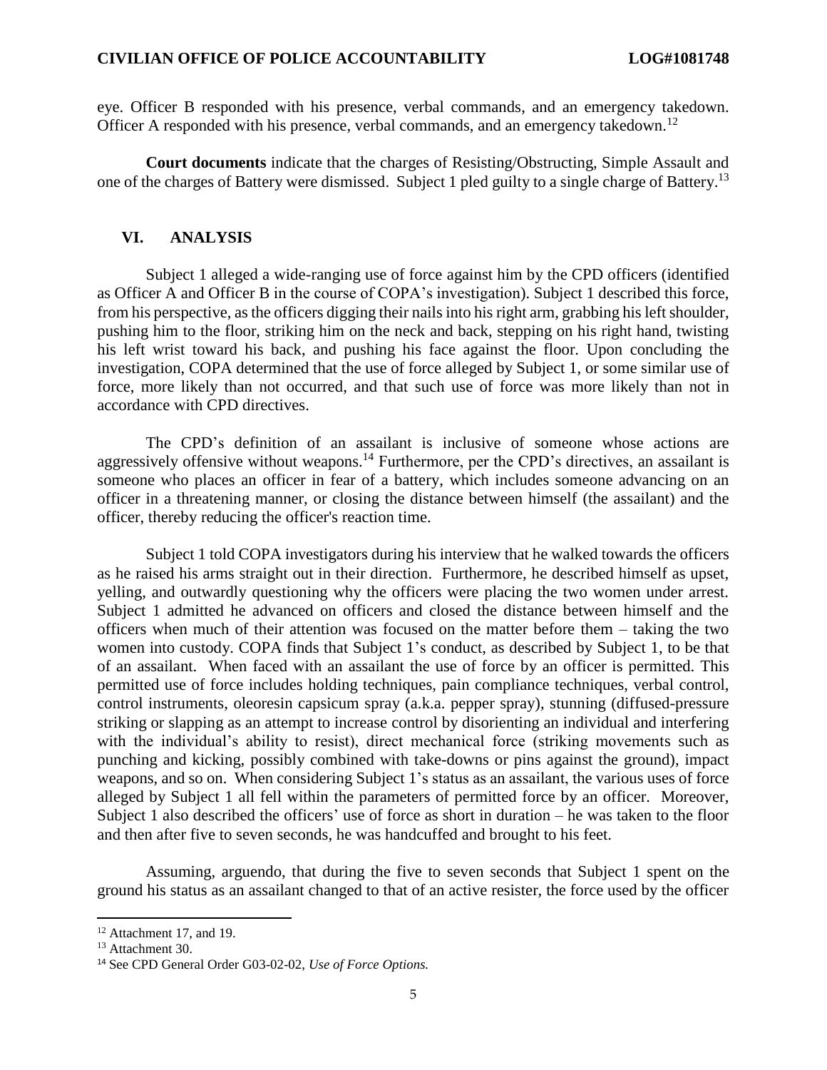eye. Officer B responded with his presence, verbal commands, and an emergency takedown. Officer A responded with his presence, verbal commands, and an emergency takedown.[12]

**Court documents** indicate that the charges of Resisting/Obstructing, Simple Assault and one of the charges of Battery were dismissed. Subject 1 pled guilty to a single charge of Battery.[13]

## VI. ANALYSIS

Subject 1 alleged a wide-ranging use of force against him by the CPD officers (identified as Officer A and Officer B in the course of COPA's investigation). Subject 1 described this force, from his perspective, as the officers digging their nails into his right arm, grabbing his left shoulder, pushing him to the floor, striking him on the neck and back, stepping on his right hand, twisting his left wrist toward his back, and pushing his face against the floor. Upon concluding the investigation, COPA determined that the use of force alleged by Subject 1, or some similar use of force, more likely than not occurred, and that such use of force was more likely than not in accordance with CPD directives.

The CPD's definition of an assailant is inclusive of someone whose actions are aggressively offensive without weapons.[14] Furthermore, per the CPD's directives, an assailant is someone who places an officer in fear of a battery, which includes someone advancing on an officer in a threatening manner, or closing the distance between himself (the assailant) and the officer, thereby reducing the officer's reaction time.

Subject 1 told COPA investigators during his interview that he walked towards the officers as he raised his arms straight out in their direction. Furthermore, he described himself as upset, yelling, and outwardly questioning why the officers were placing the two women under arrest. Subject 1 admitted he advanced on officers and closed the distance between himself and the officers when much of their attention was focused on the matter before them – taking the two women into custody. COPA finds that Subject 1's conduct, as described by Subject 1, to be that of an assailant. When faced with an assailant the use of force by an officer is permitted. This permitted use of force includes holding techniques, pain compliance techniques, verbal control, control instruments, oleoresin capsicum spray (a.k.a. pepper spray), stunning (diffused-pressure striking or slapping as an attempt to increase control by disorienting an individual and interfering with the individual's ability to resist), direct mechanical force (striking movements such as punching and kicking, possibly combined with take-downs or pins against the ground), impact weapons, and so on. When considering Subject 1's status as an assailant, the various uses of force alleged by Subject 1 all fell within the parameters of permitted force by an officer. Moreover, Subject 1 also described the officers' use of force as short in duration – he was taken to the floor and then after five to seven seconds, he was handcuffed and brought to his feet.

Assuming, arguendo, that during the five to seven seconds that Subject 1 spent on the ground his status as an assailant changed to that of an active resister, the force used by the officer

---

[12] Attachment 17, and 19.

[13] Attachment 30.

[14] See CPD General Order G03-02-02, *Use of Force Options.*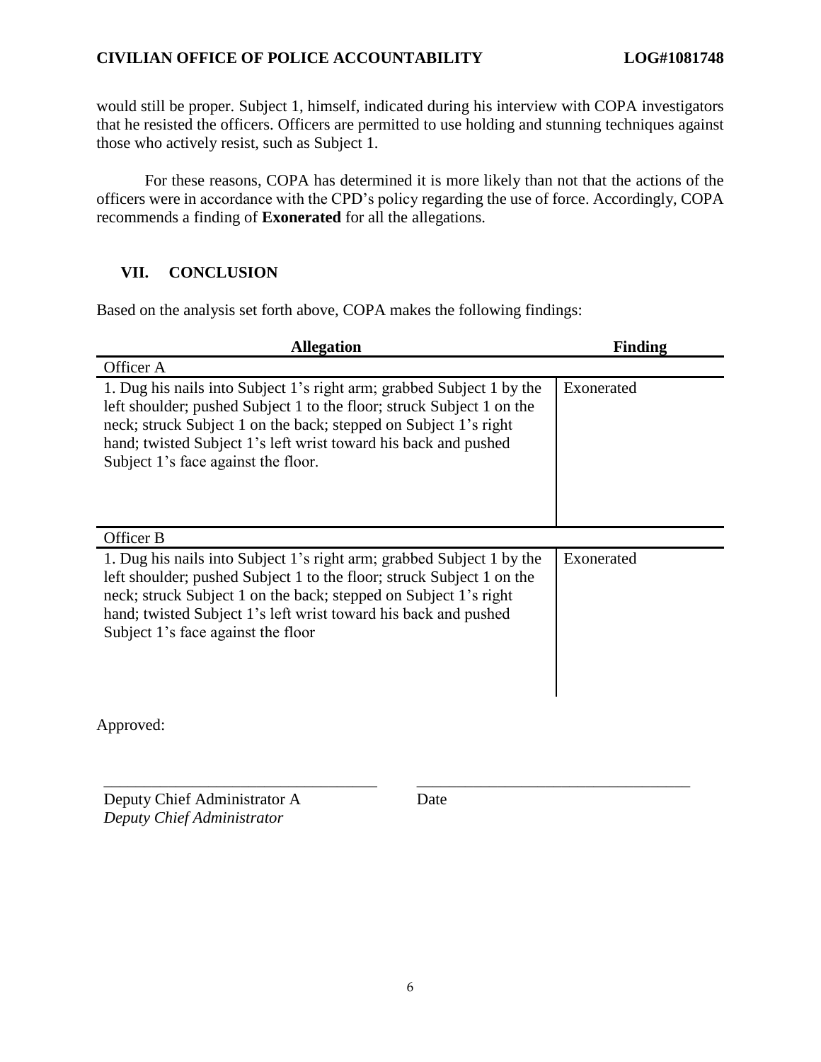would still be proper. Subject 1, himself, indicated during his interview with COPA investigators that he resisted the officers. Officers are permitted to use holding and stunning techniques against those who actively resist, such as Subject 1.

For these reasons, COPA has determined it is more likely than not that the actions of the officers were in accordance with the CPD's policy regarding the use of force. Accordingly, COPA recommends a finding of **Exonerated** for all the allegations.

## VII. CONCLUSION

Based on the analysis set forth above, COPA makes the following findings:

| Allegation | Finding |
|---|---|
| Officer A | |
| 1. Dug his nails into Subject 1's right arm; grabbed Subject 1 by the left shoulder; pushed Subject 1 to the floor; struck Subject 1 on the neck; struck Subject 1 on the back; stepped on Subject 1's right hand; twisted Subject 1's left wrist toward his back and pushed Subject 1's face against the floor. | Exonerated |
| Officer B | |
| 1. Dug his nails into Subject 1's right arm; grabbed Subject 1 by the left shoulder; pushed Subject 1 to the floor; struck Subject 1 on the neck; struck Subject 1 on the back; stepped on Subject 1's right hand; twisted Subject 1's left wrist toward his back and pushed Subject 1's face against the floor | Exonerated |

Approved:

\_\_\_\_\_\_\_\_\_\_\_\_\_\_\_\_\_\_\_\_\_\_\_\_\_\_\_\_\_\_\_\_\_\_ \_\_\_\_\_\_\_\_\_\_\_\_\_\_\_\_\_\_\_\_\_\_\_\_\_\_\_\_\_\_\_\_\_\_

Deputy Chief Administrator A Date
*Deputy Chief Administrator*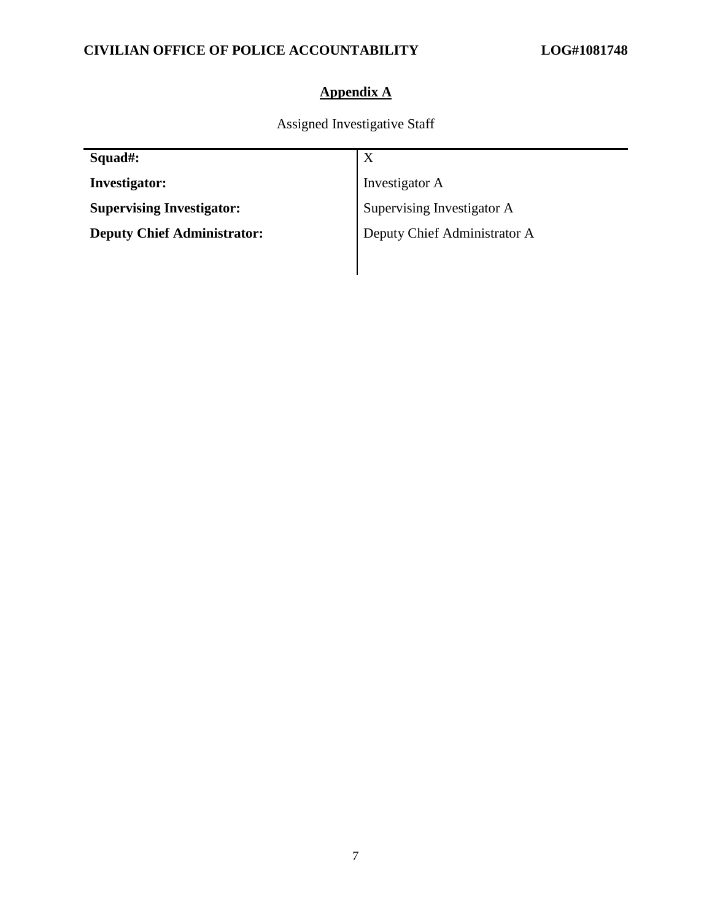## Appendix A

Assigned Investigative Staff

| | |
|---|---|
| **Squad#:** | X |
| **Investigator:** | Investigator A |
| **Supervising Investigator:** | Supervising Investigator A |
| **Deputy Chief Administrator:** | Deputy Chief Administrator A |